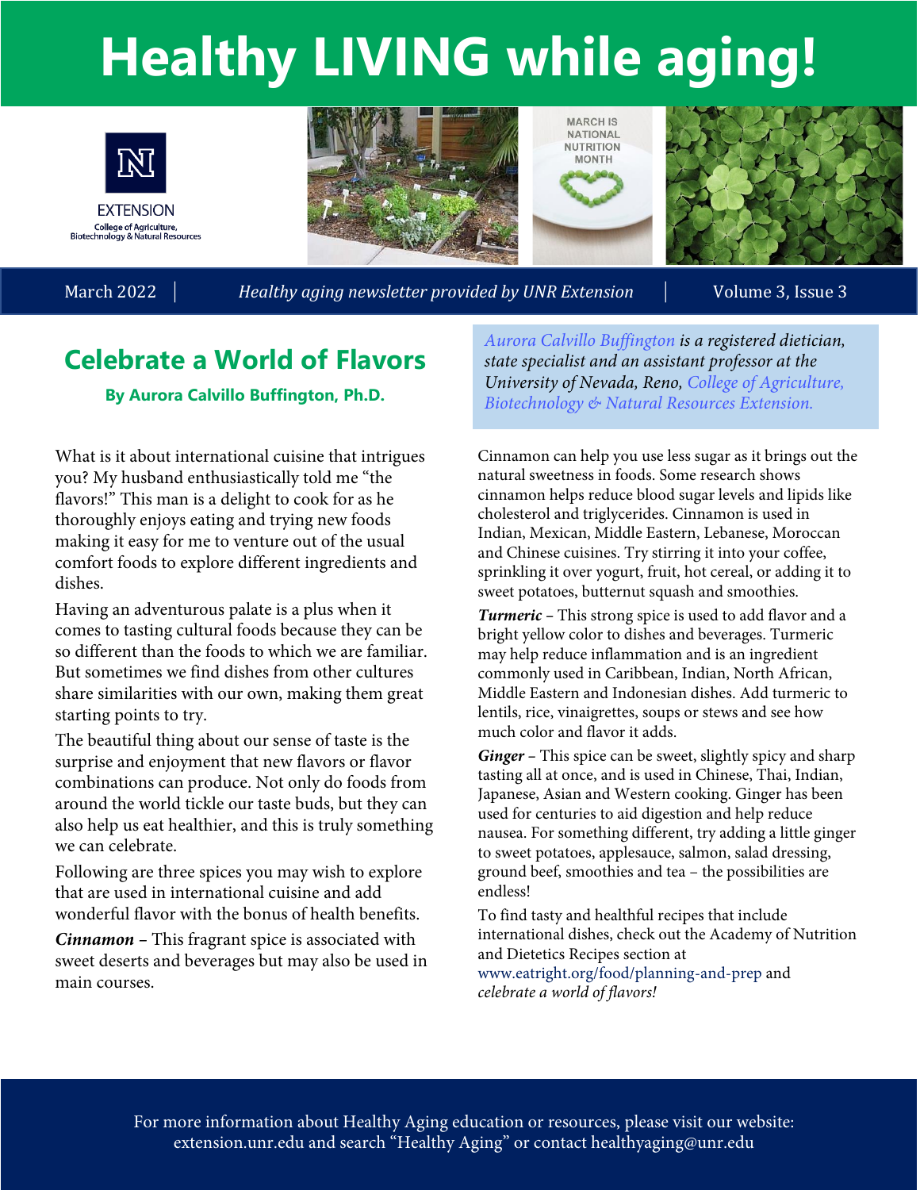# Healthy LIVING while aging!

EXTENSION
College of Agriculture, Biotechnology & Natural Resources

MARCH IS NATIONAL NUTRITION MONTH

March 2022 | *Healthy aging newsletter provided by UNR Extension* | Volume 3, Issue 3

## Celebrate a World of Flavors

**By Aurora Calvillo Buffington, Ph.D.**

*Aurora Calvillo Buffington is a registered dietician, state specialist and an assistant professor at the University of Nevada, Reno, College of Agriculture, Biotechnology & Natural Resources Extension.*

What is it about international cuisine that intrigues you? My husband enthusiastically told me "the flavors!" This man is a delight to cook for as he thoroughly enjoys eating and trying new foods making it easy for me to venture out of the usual comfort foods to explore different ingredients and dishes.

Having an adventurous palate is a plus when it comes to tasting cultural foods because they can be so different than the foods to which we are familiar. But sometimes we find dishes from other cultures share similarities with our own, making them great starting points to try.

The beautiful thing about our sense of taste is the surprise and enjoyment that new flavors or flavor combinations can produce. Not only do foods from around the world tickle our taste buds, but they can also help us eat healthier, and this is truly something we can celebrate.

Following are three spices you may wish to explore that are used in international cuisine and add wonderful flavor with the bonus of health benefits.

***Cinnamon*** – This fragrant spice is associated with sweet deserts and beverages but may also be used in main courses.

Cinnamon can help you use less sugar as it brings out the natural sweetness in foods. Some research shows cinnamon helps reduce blood sugar levels and lipids like cholesterol and triglycerides. Cinnamon is used in Indian, Mexican, Middle Eastern, Lebanese, Moroccan and Chinese cuisines. Try stirring it into your coffee, sprinkling it over yogurt, fruit, hot cereal, or adding it to sweet potatoes, butternut squash and smoothies.

***Turmeric*** – This strong spice is used to add flavor and a bright yellow color to dishes and beverages. Turmeric may help reduce inflammation and is an ingredient commonly used in Caribbean, Indian, North African, Middle Eastern and Indonesian dishes. Add turmeric to lentils, rice, vinaigrettes, soups or stews and see how much color and flavor it adds.

***Ginger*** – This spice can be sweet, slightly spicy and sharp tasting all at once, and is used in Chinese, Thai, Indian, Japanese, Asian and Western cooking. Ginger has been used for centuries to aid digestion and help reduce nausea. For something different, try adding a little ginger to sweet potatoes, applesauce, salmon, salad dressing, ground beef, smoothies and tea – the possibilities are endless!

To find tasty and healthful recipes that include international dishes, check out the Academy of Nutrition and Dietetics Recipes section at www.eatright.org/food/planning-and-prep and *celebrate a world of flavors!*

For more information about Healthy Aging education or resources, please visit our website: extension.unr.edu and search "Healthy Aging" or contact healthyaging@unr.edu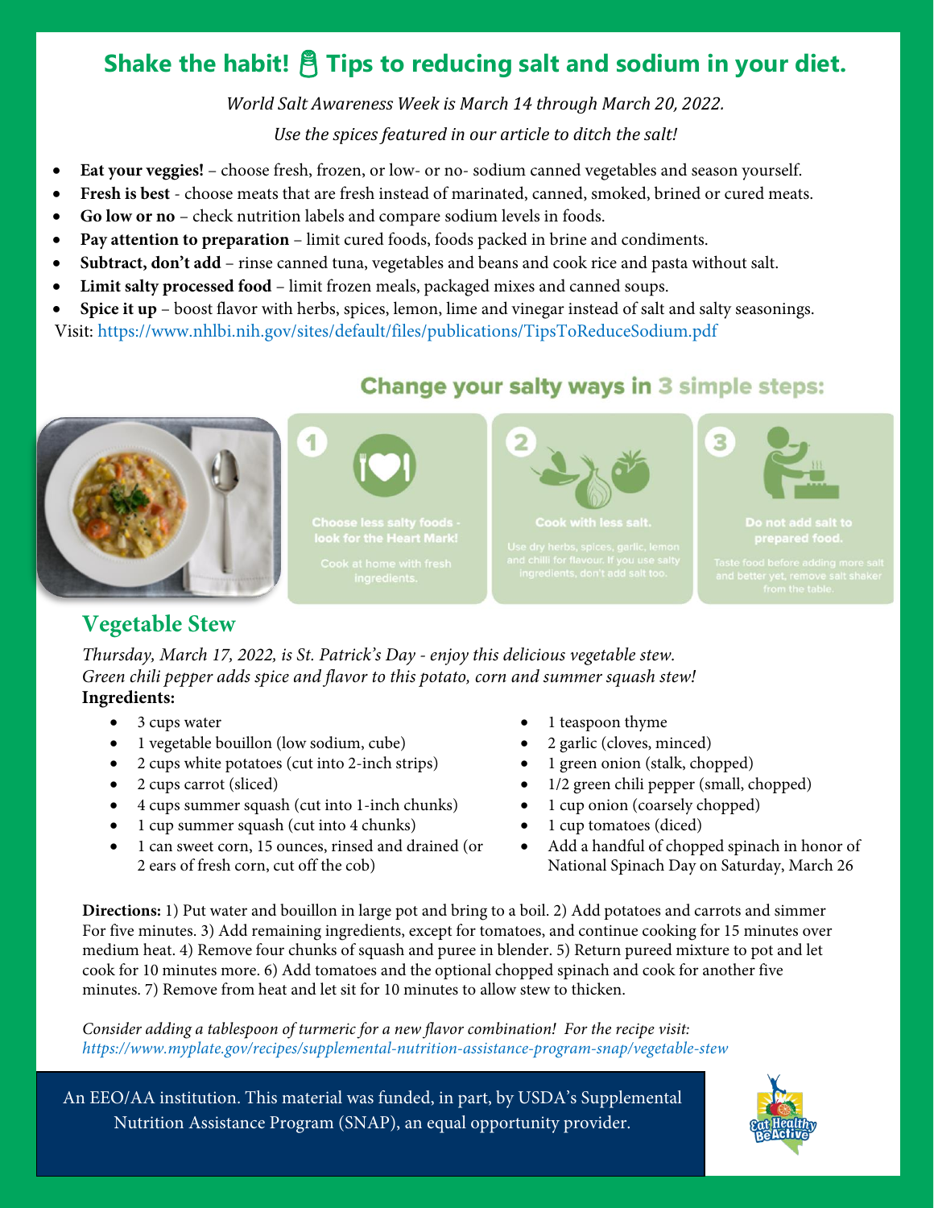# Shake the habit! Tips to reducing salt and sodium in your diet.

*World Salt Awareness Week is March 14 through March 20, 2022.*

*Use the spices featured in our article to ditch the salt!*

- **Eat your veggies!** – choose fresh, frozen, or low- or no- sodium canned vegetables and season yourself.
- **Fresh is best** - choose meats that are fresh instead of marinated, canned, smoked, brined or cured meats.
- **Go low or no** – check nutrition labels and compare sodium levels in foods.
- **Pay attention to preparation** – limit cured foods, foods packed in brine and condiments.
- **Subtract, don't add** – rinse canned tuna, vegetables and beans and cook rice and pasta without salt.
- **Limit salty processed food** – limit frozen meals, packaged mixes and canned soups.
- **Spice it up** – boost flavor with herbs, spices, lemon, lime and vinegar instead of salt and salty seasonings.

Visit: https://www.nhlbi.nih.gov/sites/default/files/publications/TipsToReduceSodium.pdf

## Change your salty ways in 3 simple steps:

1. **Choose less salty foods - look for the Heart Mark!** Cook at home with fresh ingredients.
2. **Cook with less salt.** Use dry herbs, spices, garlic, lemon and chilli for flavour. If you use salty ingredients, don't add salt too.
3. **Do not add salt to prepared food.** Taste food before adding more salt and better yet, remove salt shaker from the table.

## Vegetable Stew

*Thursday, March 17, 2022, is St. Patrick's Day - enjoy this delicious vegetable stew.*
*Green chili pepper adds spice and flavor to this potato, corn and summer squash stew!*

**Ingredients:**

- 3 cups water
- 1 vegetable bouillon (low sodium, cube)
- 2 cups white potatoes (cut into 2-inch strips)
- 2 cups carrot (sliced)
- 4 cups summer squash (cut into 1-inch chunks)
- 1 cup summer squash (cut into 4 chunks)
- 1 can sweet corn, 15 ounces, rinsed and drained (or 2 ears of fresh corn, cut off the cob)
- 1 teaspoon thyme
- 2 garlic (cloves, minced)
- 1 green onion (stalk, chopped)
- 1/2 green chili pepper (small, chopped)
- 1 cup onion (coarsely chopped)
- 1 cup tomatoes (diced)
- Add a handful of chopped spinach in honor of National Spinach Day on Saturday, March 26

**Directions:** 1) Put water and bouillon in large pot and bring to a boil. 2) Add potatoes and carrots and simmer For five minutes. 3) Add remaining ingredients, except for tomatoes, and continue cooking for 15 minutes over medium heat. 4) Remove four chunks of squash and puree in blender. 5) Return pureed mixture to pot and let cook for 10 minutes more. 6) Add tomatoes and the optional chopped spinach and cook for another five minutes. 7) Remove from heat and let sit for 10 minutes to allow stew to thicken.

*Consider adding a tablespoon of turmeric for a new flavor combination! For the recipe visit:*
*https://www.myplate.gov/recipes/supplemental-nutrition-assistance-program-snap/vegetable-stew*

An EEO/AA institution. This material was funded, in part, by USDA's Supplemental Nutrition Assistance Program (SNAP), an equal opportunity provider.

Eat Healthy Be Active